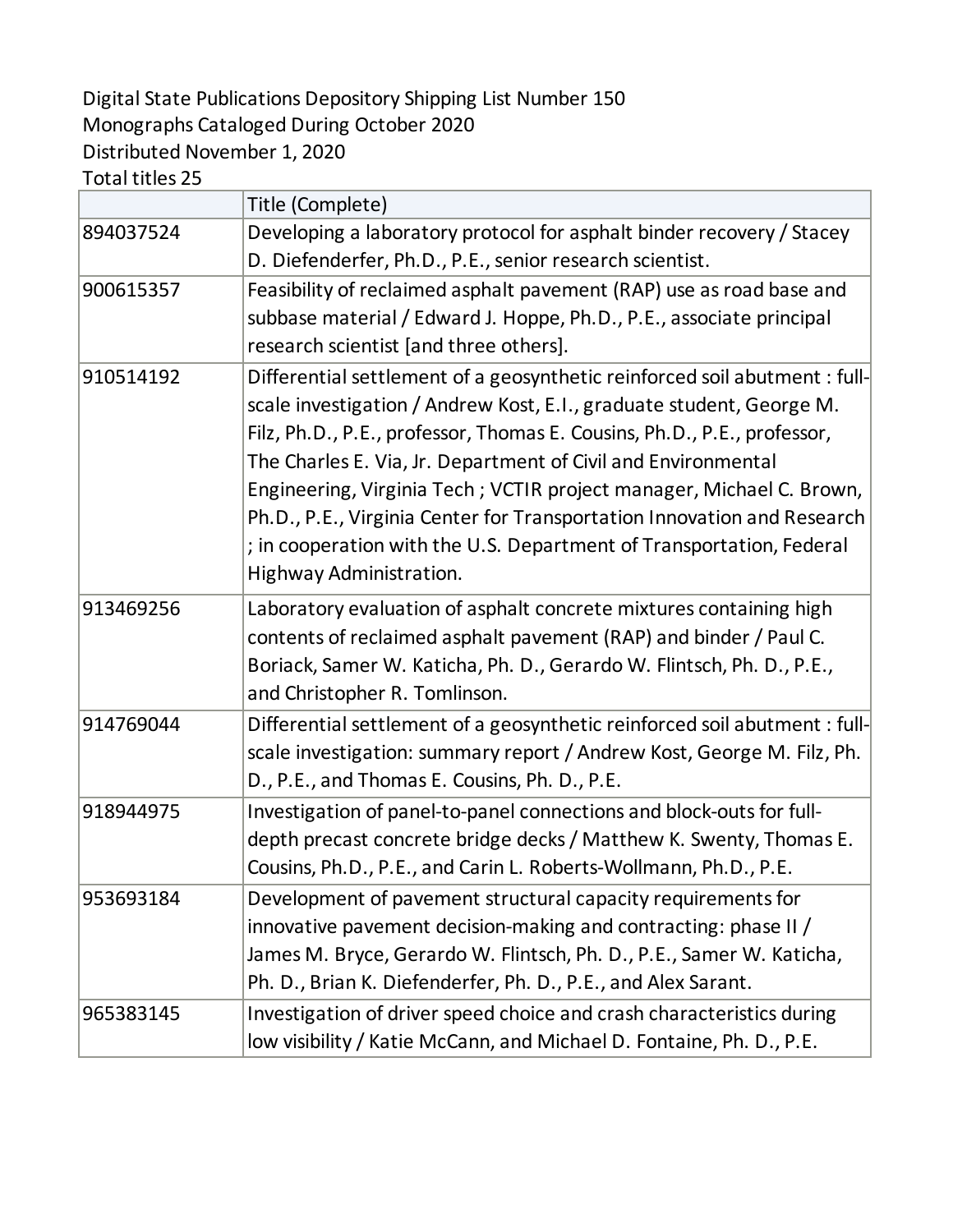Digital State Publications Depository Shipping List Number 150
Monographs Cataloged During October 2020
Distributed November 1, 2020
Total titles 25

| | Title (Complete) |
|---|---|
| 894037524 | Developing a laboratory protocol for asphalt binder recovery / Stacey D. Diefenderfer, Ph.D., P.E., senior research scientist. |
| 900615357 | Feasibility of reclaimed asphalt pavement (RAP) use as road base and subbase material / Edward J. Hoppe, Ph.D., P.E., associate principal research scientist [and three others]. |
| 910514192 | Differential settlement of a geosynthetic reinforced soil abutment : full-scale investigation / Andrew Kost, E.I., graduate student, George M. Filz, Ph.D., P.E., professor, Thomas E. Cousins, Ph.D., P.E., professor, The Charles E. Via, Jr. Department of Civil and Environmental Engineering, Virginia Tech ; VCTIR project manager, Michael C. Brown, Ph.D., P.E., Virginia Center for Transportation Innovation and Research ; in cooperation with the U.S. Department of Transportation, Federal Highway Administration. |
| 913469256 | Laboratory evaluation of asphalt concrete mixtures containing high contents of reclaimed asphalt pavement (RAP) and binder / Paul C. Boriack, Samer W. Katicha, Ph. D., Gerardo W. Flintsch, Ph. D., P.E., and Christopher R. Tomlinson. |
| 914769044 | Differential settlement of a geosynthetic reinforced soil abutment : full-scale investigation: summary report / Andrew Kost, George M. Filz, Ph. D., P.E., and Thomas E. Cousins, Ph. D., P.E. |
| 918944975 | Investigation of panel-to-panel connections and block-outs for full-depth precast concrete bridge decks / Matthew K. Swenty, Thomas E. Cousins, Ph.D., P.E., and Carin L. Roberts-Wollmann, Ph.D., P.E. |
| 953693184 | Development of pavement structural capacity requirements for innovative pavement decision-making and contracting: phase II / James M. Bryce, Gerardo W. Flintsch, Ph. D., P.E., Samer W. Katicha, Ph. D., Brian K. Diefenderfer, Ph. D., P.E., and Alex Sarant. |
| 965383145 | Investigation of driver speed choice and crash characteristics during low visibility / Katie McCann, and Michael D. Fontaine, Ph. D., P.E. |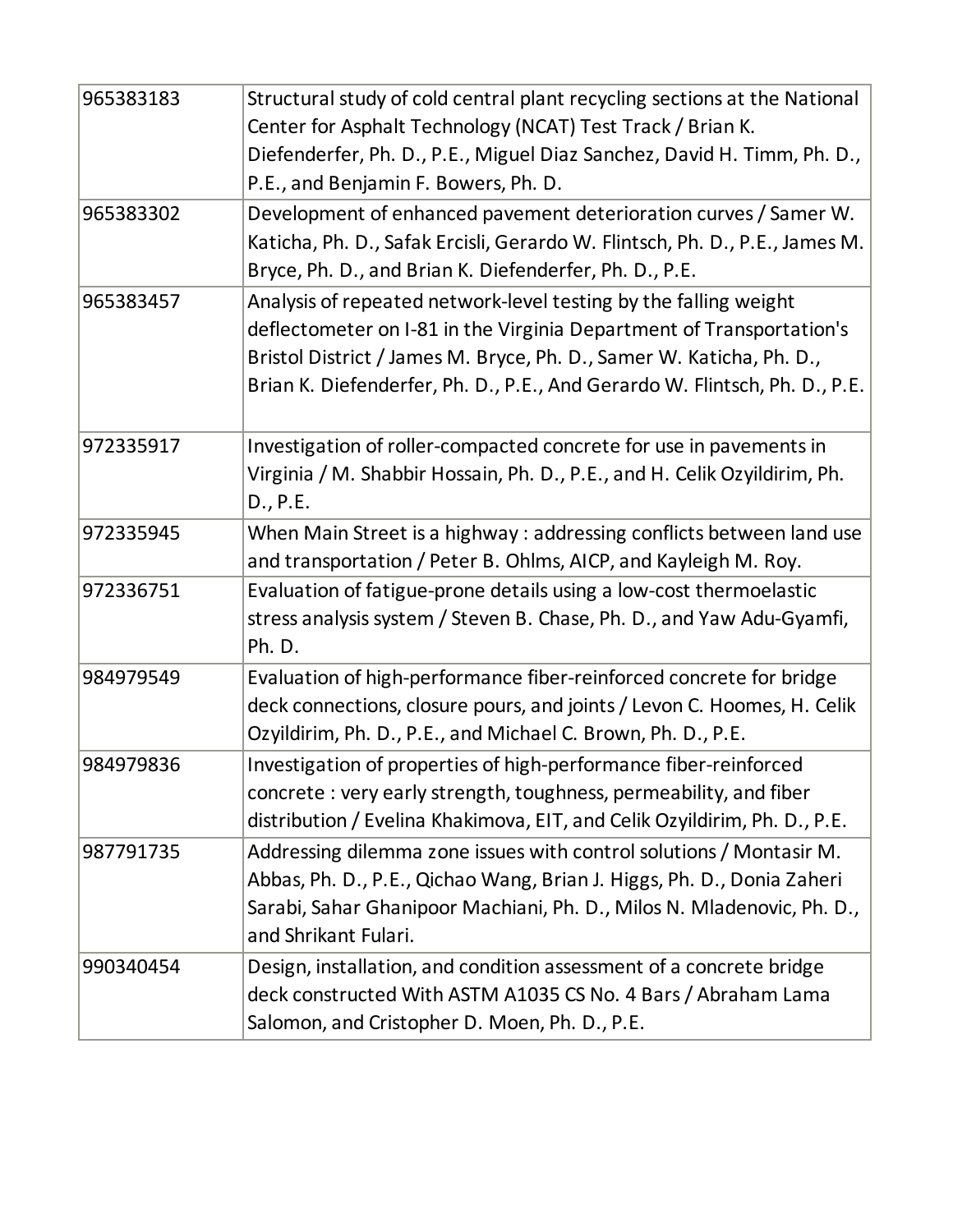| | |
|---|---|
| 965383183 | Structural study of cold central plant recycling sections at the National Center for Asphalt Technology (NCAT) Test Track / Brian K. Diefenderfer, Ph. D., P.E., Miguel Diaz Sanchez, David H. Timm, Ph. D., P.E., and Benjamin F. Bowers, Ph. D. |
| 965383302 | Development of enhanced pavement deterioration curves / Samer W. Katicha, Ph. D., Safak Ercisli, Gerardo W. Flintsch, Ph. D., P.E., James M. Bryce, Ph. D., and Brian K. Diefenderfer, Ph. D., P.E. |
| 965383457 | Analysis of repeated network-level testing by the falling weight deflectometer on I-81 in the Virginia Department of Transportation's Bristol District / James M. Bryce, Ph. D., Samer W. Katicha, Ph. D., Brian K. Diefenderfer, Ph. D., P.E., And Gerardo W. Flintsch, Ph. D., P.E. |
| 972335917 | Investigation of roller-compacted concrete for use in pavements in Virginia / M. Shabbir Hossain, Ph. D., P.E., and H. Celik Ozyildirim, Ph. D., P.E. |
| 972335945 | When Main Street is a highway : addressing conflicts between land use and transportation / Peter B. Ohlms, AICP, and Kayleigh M. Roy. |
| 972336751 | Evaluation of fatigue-prone details using a low-cost thermoelastic stress analysis system / Steven B. Chase, Ph. D., and Yaw Adu-Gyamfi, Ph. D. |
| 984979549 | Evaluation of high-performance fiber-reinforced concrete for bridge deck connections, closure pours, and joints / Levon C. Hoomes, H. Celik Ozyildirim, Ph. D., P.E., and Michael C. Brown, Ph. D., P.E. |
| 984979836 | Investigation of properties of high-performance fiber-reinforced concrete : very early strength, toughness, permeability, and fiber distribution / Evelina Khakimova, EIT, and Celik Ozyildirim, Ph. D., P.E. |
| 987791735 | Addressing dilemma zone issues with control solutions / Montasir M. Abbas, Ph. D., P.E., Qichao Wang, Brian J. Higgs, Ph. D., Donia Zaheri Sarabi, Sahar Ghanipoor Machiani, Ph. D., Milos N. Mladenovic, Ph. D., and Shrikant Fulari. |
| 990340454 | Design, installation, and condition assessment of a concrete bridge deck constructed With ASTM A1035 CS No. 4 Bars / Abraham Lama Salomon, and Cristopher D. Moen, Ph. D., P.E. |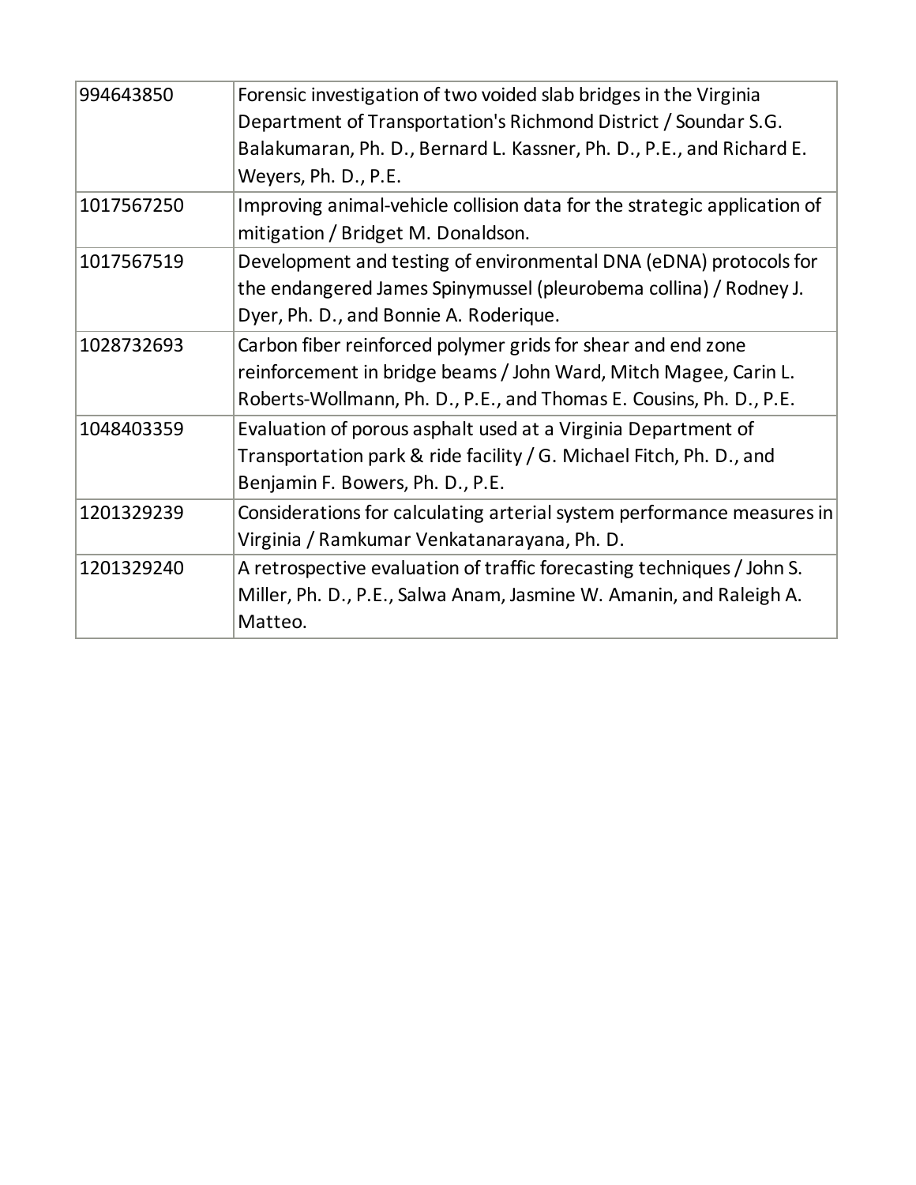| | |
|---|---|
| 994643850 | Forensic investigation of two voided slab bridges in the Virginia Department of Transportation's Richmond District / Soundar S.G. Balakumaran, Ph. D., Bernard L. Kassner, Ph. D., P.E., and Richard E. Weyers, Ph. D., P.E. |
| 1017567250 | Improving animal-vehicle collision data for the strategic application of mitigation / Bridget M. Donaldson. |
| 1017567519 | Development and testing of environmental DNA (eDNA) protocols for the endangered James Spinymussel (pleurobema collina) / Rodney J. Dyer, Ph. D., and Bonnie A. Roderique. |
| 1028732693 | Carbon fiber reinforced polymer grids for shear and end zone reinforcement in bridge beams / John Ward, Mitch Magee, Carin L. Roberts-Wollmann, Ph. D., P.E., and Thomas E. Cousins, Ph. D., P.E. |
| 1048403359 | Evaluation of porous asphalt used at a Virginia Department of Transportation park & ride facility / G. Michael Fitch, Ph. D., and Benjamin F. Bowers, Ph. D., P.E. |
| 1201329239 | Considerations for calculating arterial system performance measures in Virginia / Ramkumar Venkatanarayana, Ph. D. |
| 1201329240 | A retrospective evaluation of traffic forecasting techniques / John S. Miller, Ph. D., P.E., Salwa Anam, Jasmine W. Amanin, and Raleigh A. Matteo. |